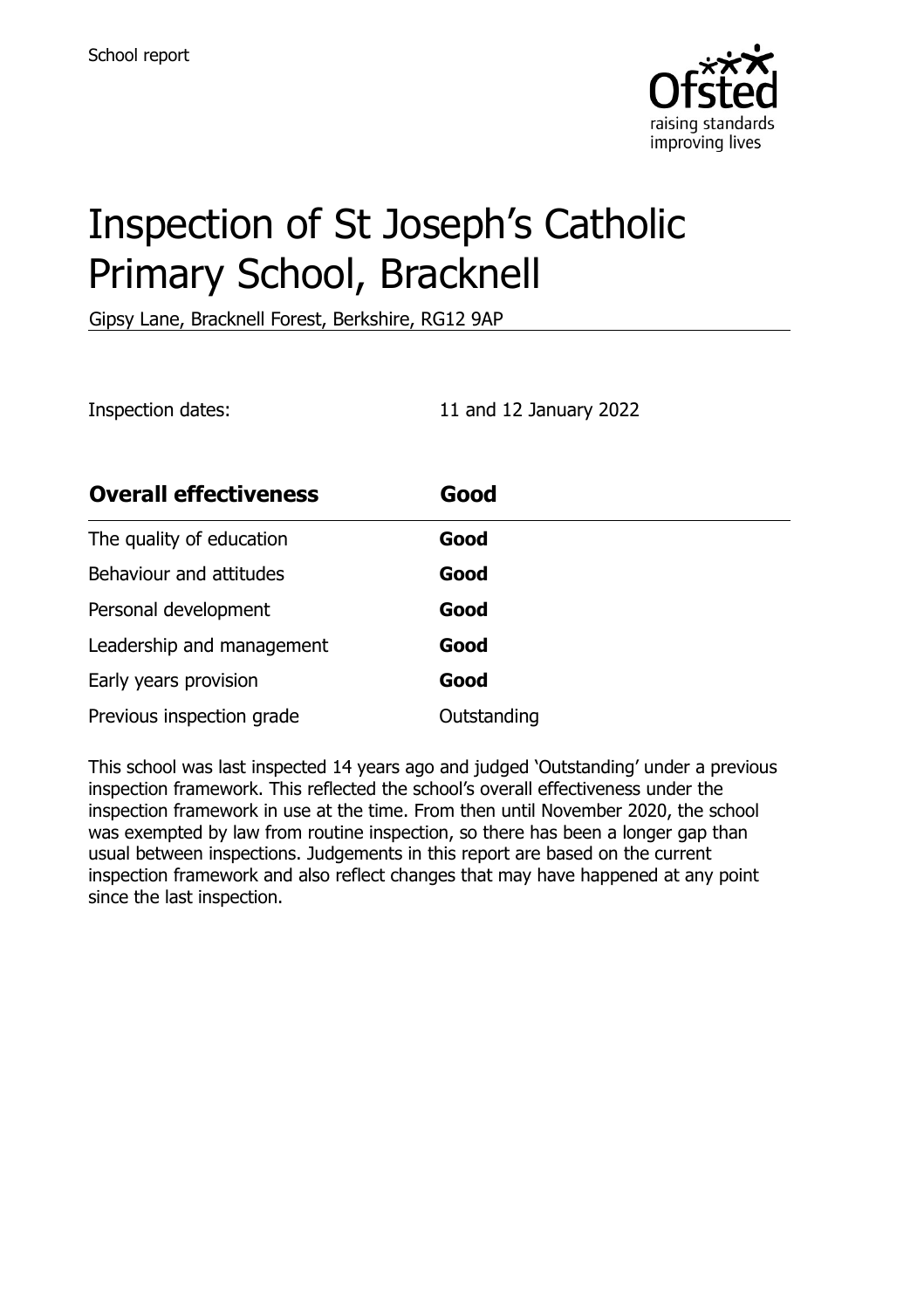School report

# Inspection of St Joseph's Catholic Primary School, Bracknell

Gipsy Lane, Bracknell Forest, Berkshire, RG12 9AP

Inspection dates: 11 and 12 January 2022

| **Overall effectiveness** | **Good** |
|---|---|
| The quality of education | **Good** |
| Behaviour and attitudes | **Good** |
| Personal development | **Good** |
| Leadership and management | **Good** |
| Early years provision | **Good** |
| Previous inspection grade | Outstanding |

This school was last inspected 14 years ago and judged 'Outstanding' under a previous inspection framework. This reflected the school's overall effectiveness under the inspection framework in use at the time. From then until November 2020, the school was exempted by law from routine inspection, so there has been a longer gap than usual between inspections. Judgements in this report are based on the current inspection framework and also reflect changes that may have happened at any point since the last inspection.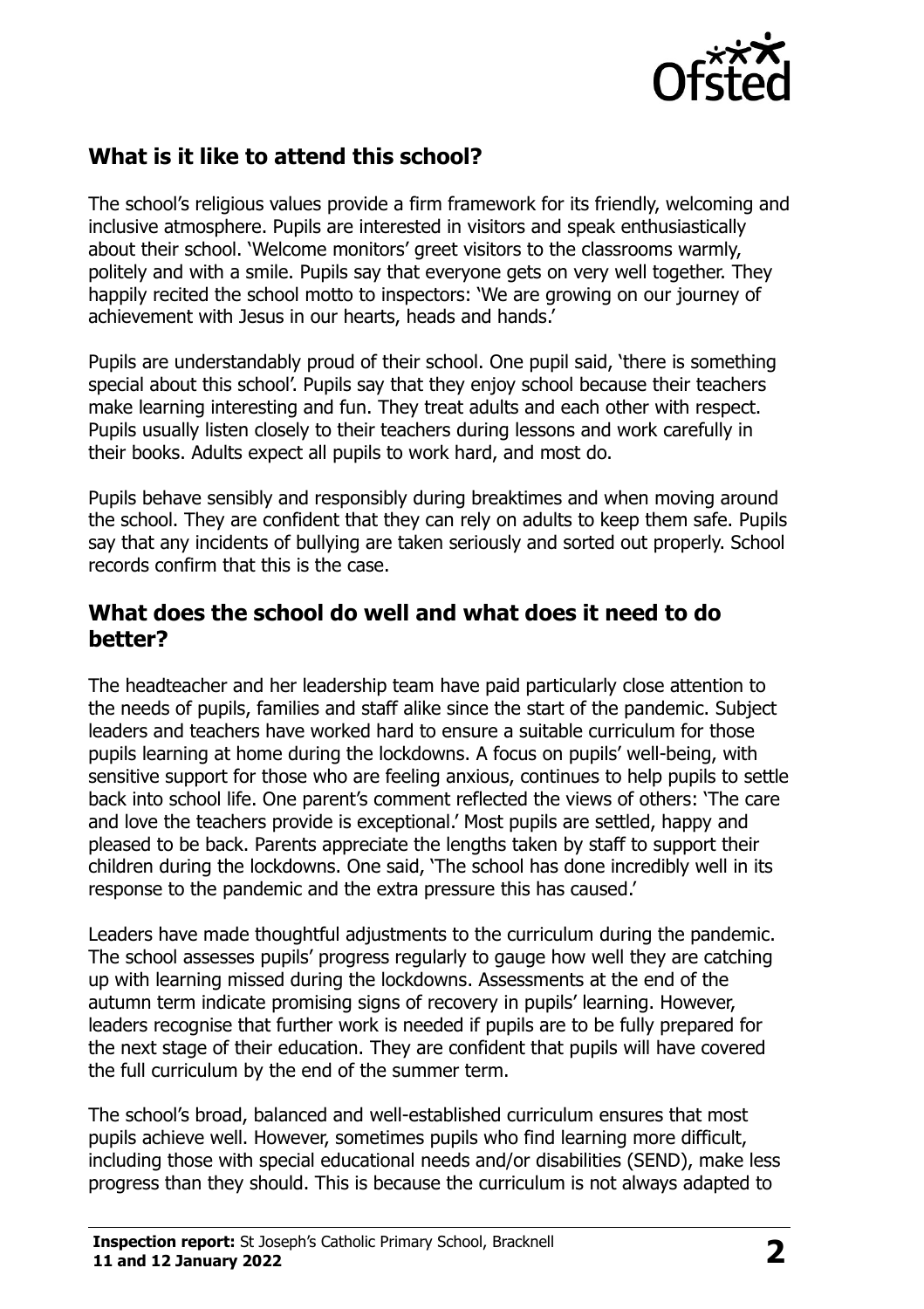## What is it like to attend this school?

The school's religious values provide a firm framework for its friendly, welcoming and inclusive atmosphere. Pupils are interested in visitors and speak enthusiastically about their school. 'Welcome monitors' greet visitors to the classrooms warmly, politely and with a smile. Pupils say that everyone gets on very well together. They happily recited the school motto to inspectors: 'We are growing on our journey of achievement with Jesus in our hearts, heads and hands.'

Pupils are understandably proud of their school. One pupil said, 'there is something special about this school'. Pupils say that they enjoy school because their teachers make learning interesting and fun. They treat adults and each other with respect. Pupils usually listen closely to their teachers during lessons and work carefully in their books. Adults expect all pupils to work hard, and most do.

Pupils behave sensibly and responsibly during breaktimes and when moving around the school. They are confident that they can rely on adults to keep them safe. Pupils say that any incidents of bullying are taken seriously and sorted out properly. School records confirm that this is the case.

## What does the school do well and what does it need to do better?

The headteacher and her leadership team have paid particularly close attention to the needs of pupils, families and staff alike since the start of the pandemic. Subject leaders and teachers have worked hard to ensure a suitable curriculum for those pupils learning at home during the lockdowns. A focus on pupils' well-being, with sensitive support for those who are feeling anxious, continues to help pupils to settle back into school life. One parent's comment reflected the views of others: 'The care and love the teachers provide is exceptional.' Most pupils are settled, happy and pleased to be back. Parents appreciate the lengths taken by staff to support their children during the lockdowns. One said, 'The school has done incredibly well in its response to the pandemic and the extra pressure this has caused.'

Leaders have made thoughtful adjustments to the curriculum during the pandemic. The school assesses pupils' progress regularly to gauge how well they are catching up with learning missed during the lockdowns. Assessments at the end of the autumn term indicate promising signs of recovery in pupils' learning. However, leaders recognise that further work is needed if pupils are to be fully prepared for the next stage of their education. They are confident that pupils will have covered the full curriculum by the end of the summer term.

The school's broad, balanced and well-established curriculum ensures that most pupils achieve well. However, sometimes pupils who find learning more difficult, including those with special educational needs and/or disabilities (SEND), make less progress than they should. This is because the curriculum is not always adapted to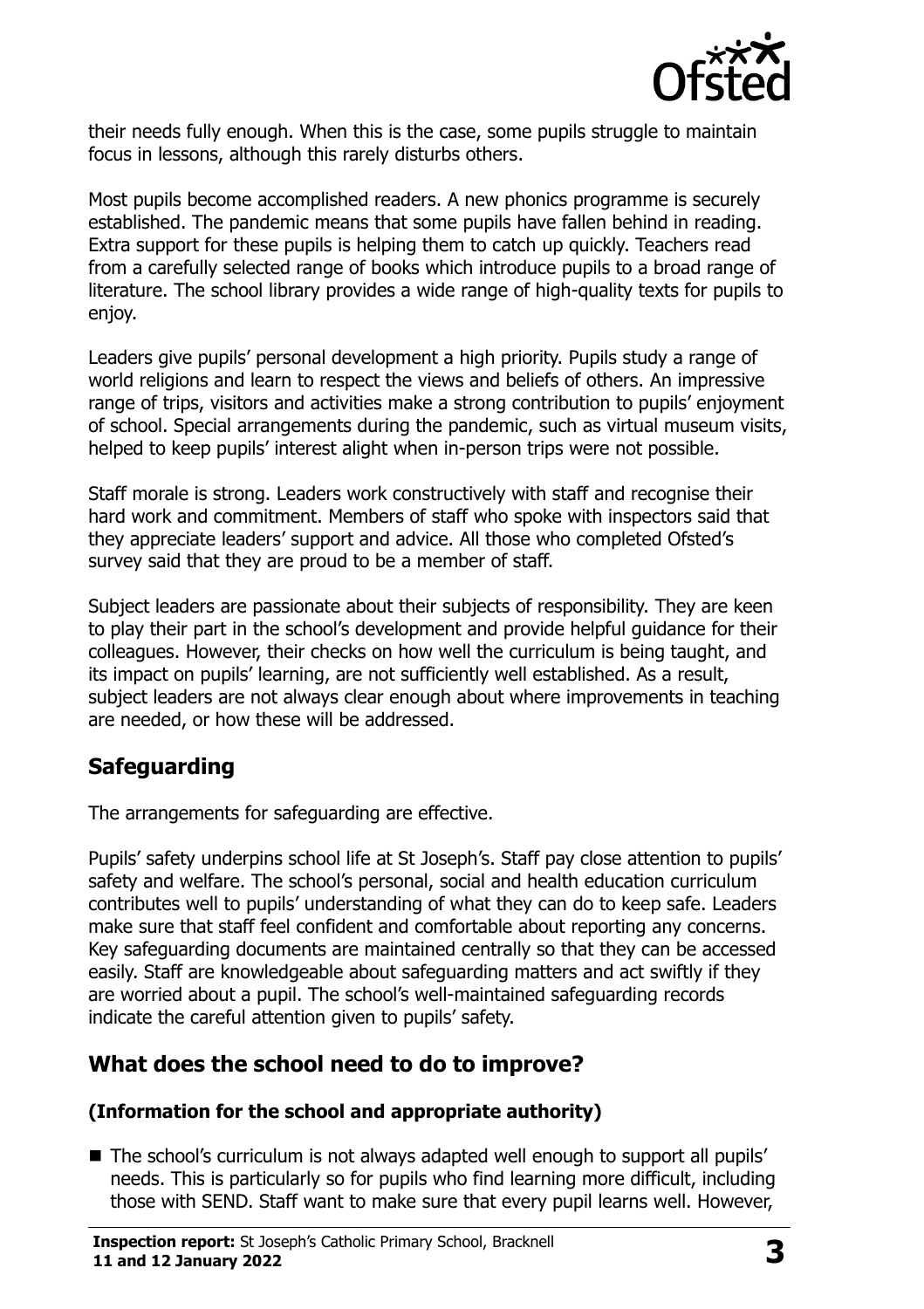their needs fully enough. When this is the case, some pupils struggle to maintain focus in lessons, although this rarely disturbs others.

Most pupils become accomplished readers. A new phonics programme is securely established. The pandemic means that some pupils have fallen behind in reading. Extra support for these pupils is helping them to catch up quickly. Teachers read from a carefully selected range of books which introduce pupils to a broad range of literature. The school library provides a wide range of high-quality texts for pupils to enjoy.

Leaders give pupils' personal development a high priority. Pupils study a range of world religions and learn to respect the views and beliefs of others. An impressive range of trips, visitors and activities make a strong contribution to pupils' enjoyment of school. Special arrangements during the pandemic, such as virtual museum visits, helped to keep pupils' interest alight when in-person trips were not possible.

Staff morale is strong. Leaders work constructively with staff and recognise their hard work and commitment. Members of staff who spoke with inspectors said that they appreciate leaders' support and advice. All those who completed Ofsted's survey said that they are proud to be a member of staff.

Subject leaders are passionate about their subjects of responsibility. They are keen to play their part in the school's development and provide helpful guidance for their colleagues. However, their checks on how well the curriculum is being taught, and its impact on pupils' learning, are not sufficiently well established. As a result, subject leaders are not always clear enough about where improvements in teaching are needed, or how these will be addressed.

## Safeguarding

The arrangements for safeguarding are effective.

Pupils' safety underpins school life at St Joseph's. Staff pay close attention to pupils' safety and welfare. The school's personal, social and health education curriculum contributes well to pupils' understanding of what they can do to keep safe. Leaders make sure that staff feel confident and comfortable about reporting any concerns. Key safeguarding documents are maintained centrally so that they can be accessed easily. Staff are knowledgeable about safeguarding matters and act swiftly if they are worried about a pupil. The school's well-maintained safeguarding records indicate the careful attention given to pupils' safety.

## What does the school need to do to improve?

### (Information for the school and appropriate authority)

- The school's curriculum is not always adapted well enough to support all pupils' needs. This is particularly so for pupils who find learning more difficult, including those with SEND. Staff want to make sure that every pupil learns well. However,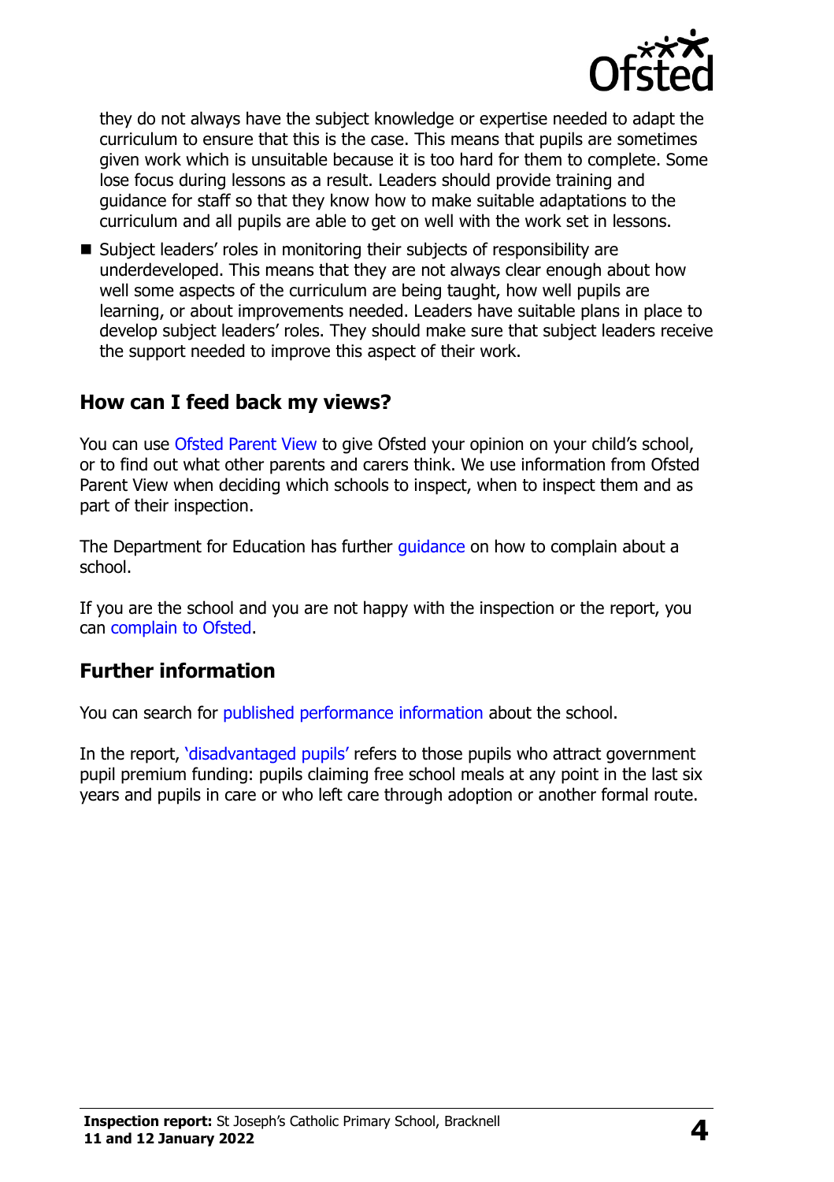they do not always have the subject knowledge or expertise needed to adapt the curriculum to ensure that this is the case. This means that pupils are sometimes given work which is unsuitable because it is too hard for them to complete. Some lose focus during lessons as a result. Leaders should provide training and guidance for staff so that they know how to make suitable adaptations to the curriculum and all pupils are able to get on well with the work set in lessons.

- Subject leaders' roles in monitoring their subjects of responsibility are underdeveloped. This means that they are not always clear enough about how well some aspects of the curriculum are being taught, how well pupils are learning, or about improvements needed. Leaders have suitable plans in place to develop subject leaders' roles. They should make sure that subject leaders receive the support needed to improve this aspect of their work.

## How can I feed back my views?

You can use Ofsted Parent View to give Ofsted your opinion on your child's school, or to find out what other parents and carers think. We use information from Ofsted Parent View when deciding which schools to inspect, when to inspect them and as part of their inspection.

The Department for Education has further guidance on how to complain about a school.

If you are the school and you are not happy with the inspection or the report, you can complain to Ofsted.

## Further information

You can search for published performance information about the school.

In the report, 'disadvantaged pupils' refers to those pupils who attract government pupil premium funding: pupils claiming free school meals at any point in the last six years and pupils in care or who left care through adoption or another formal route.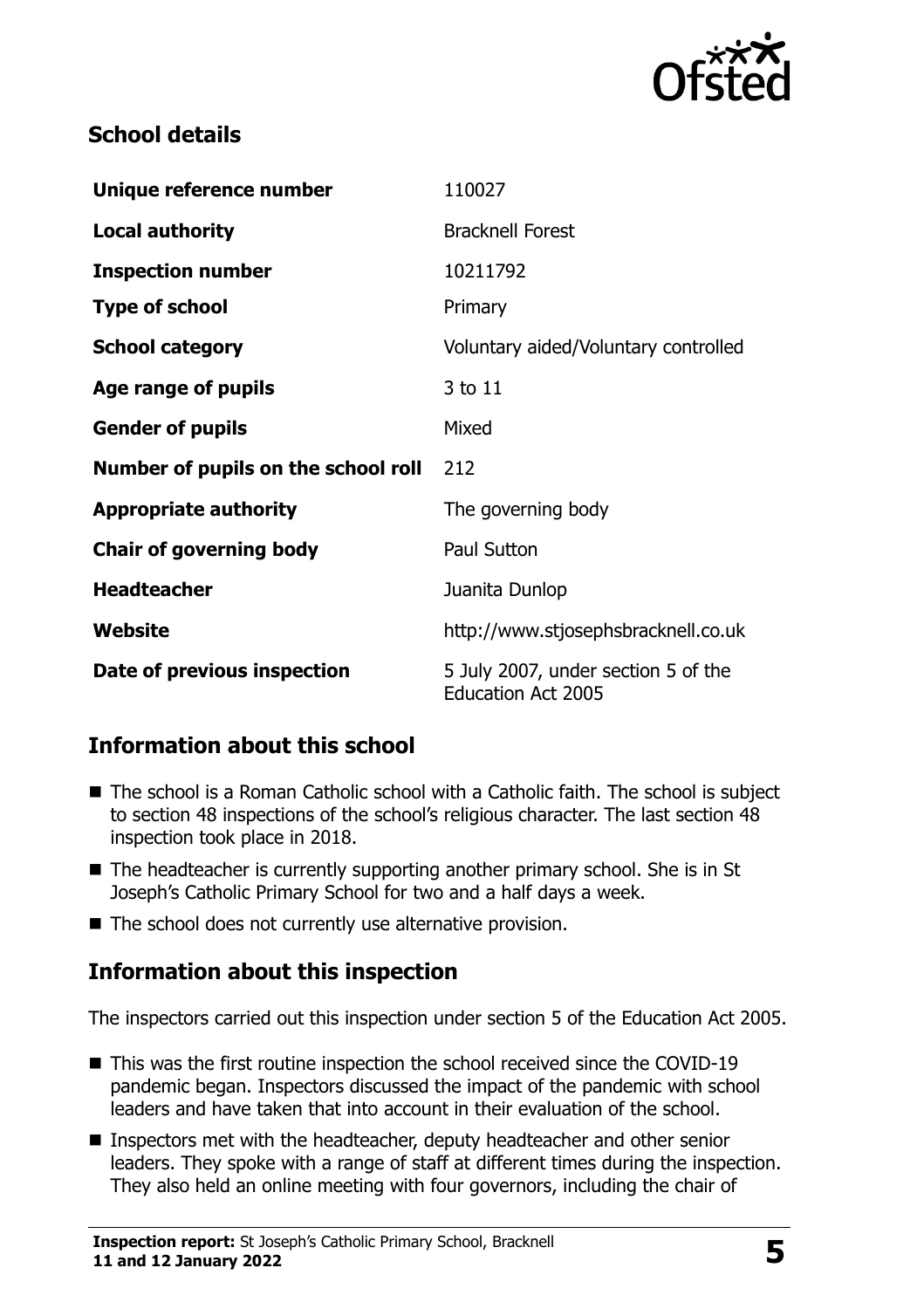## School details

| | |
|---|---|
| **Unique reference number** | 110027 |
| **Local authority** | Bracknell Forest |
| **Inspection number** | 10211792 |
| **Type of school** | Primary |
| **School category** | Voluntary aided/Voluntary controlled |
| **Age range of pupils** | 3 to 11 |
| **Gender of pupils** | Mixed |
| **Number of pupils on the school roll** | 212 |
| **Appropriate authority** | The governing body |
| **Chair of governing body** | Paul Sutton |
| **Headteacher** | Juanita Dunlop |
| **Website** | http://www.stjosephsbracknell.co.uk |
| **Date of previous inspection** | 5 July 2007, under section 5 of the Education Act 2005 |

## Information about this school

- The school is a Roman Catholic school with a Catholic faith. The school is subject to section 48 inspections of the school's religious character. The last section 48 inspection took place in 2018.
- The headteacher is currently supporting another primary school. She is in St Joseph's Catholic Primary School for two and a half days a week.
- The school does not currently use alternative provision.

## Information about this inspection

The inspectors carried out this inspection under section 5 of the Education Act 2005.

- This was the first routine inspection the school received since the COVID-19 pandemic began. Inspectors discussed the impact of the pandemic with school leaders and have taken that into account in their evaluation of the school.
- Inspectors met with the headteacher, deputy headteacher and other senior leaders. They spoke with a range of staff at different times during the inspection. They also held an online meeting with four governors, including the chair of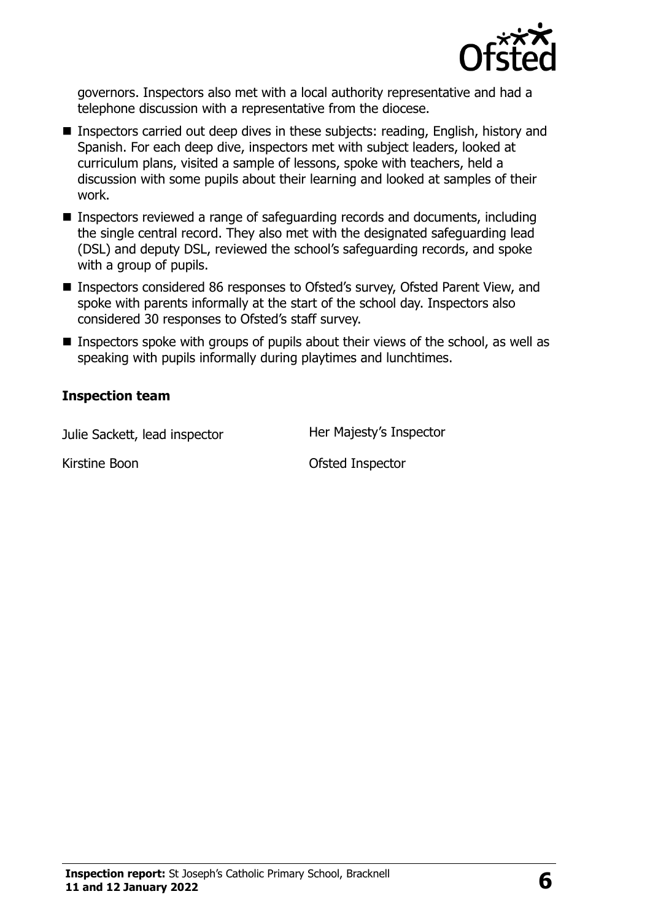governors. Inspectors also met with a local authority representative and had a telephone discussion with a representative from the diocese.

- Inspectors carried out deep dives in these subjects: reading, English, history and Spanish. For each deep dive, inspectors met with subject leaders, looked at curriculum plans, visited a sample of lessons, spoke with teachers, held a discussion with some pupils about their learning and looked at samples of their work.
- Inspectors reviewed a range of safeguarding records and documents, including the single central record. They also met with the designated safeguarding lead (DSL) and deputy DSL, reviewed the school's safeguarding records, and spoke with a group of pupils.
- Inspectors considered 86 responses to Ofsted's survey, Ofsted Parent View, and spoke with parents informally at the start of the school day. Inspectors also considered 30 responses to Ofsted's staff survey.
- Inspectors spoke with groups of pupils about their views of the school, as well as speaking with pupils informally during playtimes and lunchtimes.

### Inspection team

| | |
|---|---|
| Julie Sackett, lead inspector | Her Majesty's Inspector |
| Kirstine Boon | Ofsted Inspector |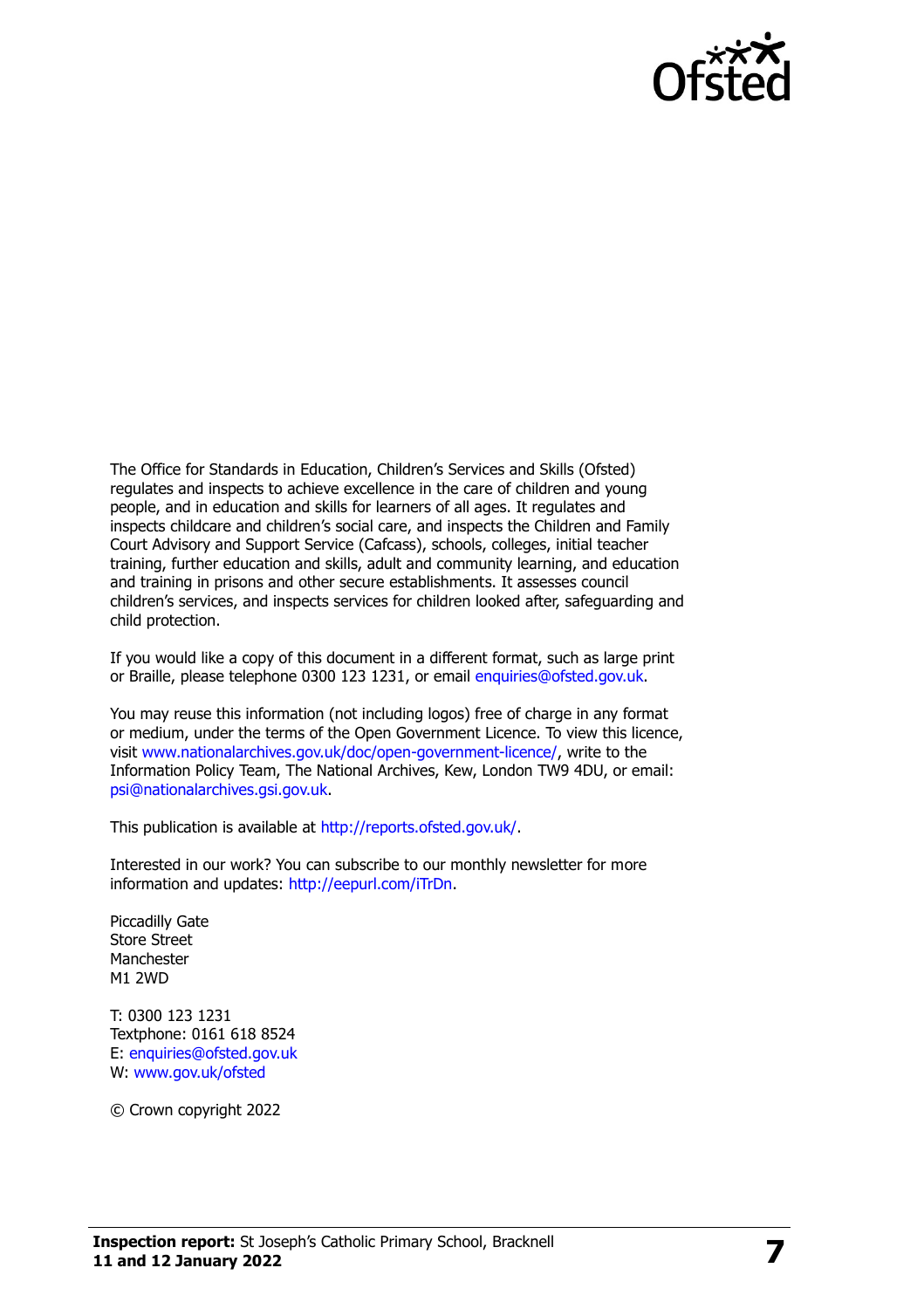The Office for Standards in Education, Children's Services and Skills (Ofsted) regulates and inspects to achieve excellence in the care of children and young people, and in education and skills for learners of all ages. It regulates and inspects childcare and children's social care, and inspects the Children and Family Court Advisory and Support Service (Cafcass), schools, colleges, initial teacher training, further education and skills, adult and community learning, and education and training in prisons and other secure establishments. It assesses council children's services, and inspects services for children looked after, safeguarding and child protection.

If you would like a copy of this document in a different format, such as large print or Braille, please telephone 0300 123 1231, or email enquiries@ofsted.gov.uk.

You may reuse this information (not including logos) free of charge in any format or medium, under the terms of the Open Government Licence. To view this licence, visit www.nationalarchives.gov.uk/doc/open-government-licence/, write to the Information Policy Team, The National Archives, Kew, London TW9 4DU, or email: psi@nationalarchives.gsi.gov.uk.

This publication is available at http://reports.ofsted.gov.uk/.

Interested in our work? You can subscribe to our monthly newsletter for more information and updates: http://eepurl.com/iTrDn.

Piccadilly Gate
Store Street
Manchester
M1 2WD

T: 0300 123 1231
Textphone: 0161 618 8524
E: enquiries@ofsted.gov.uk
W: www.gov.uk/ofsted

© Crown copyright 2022